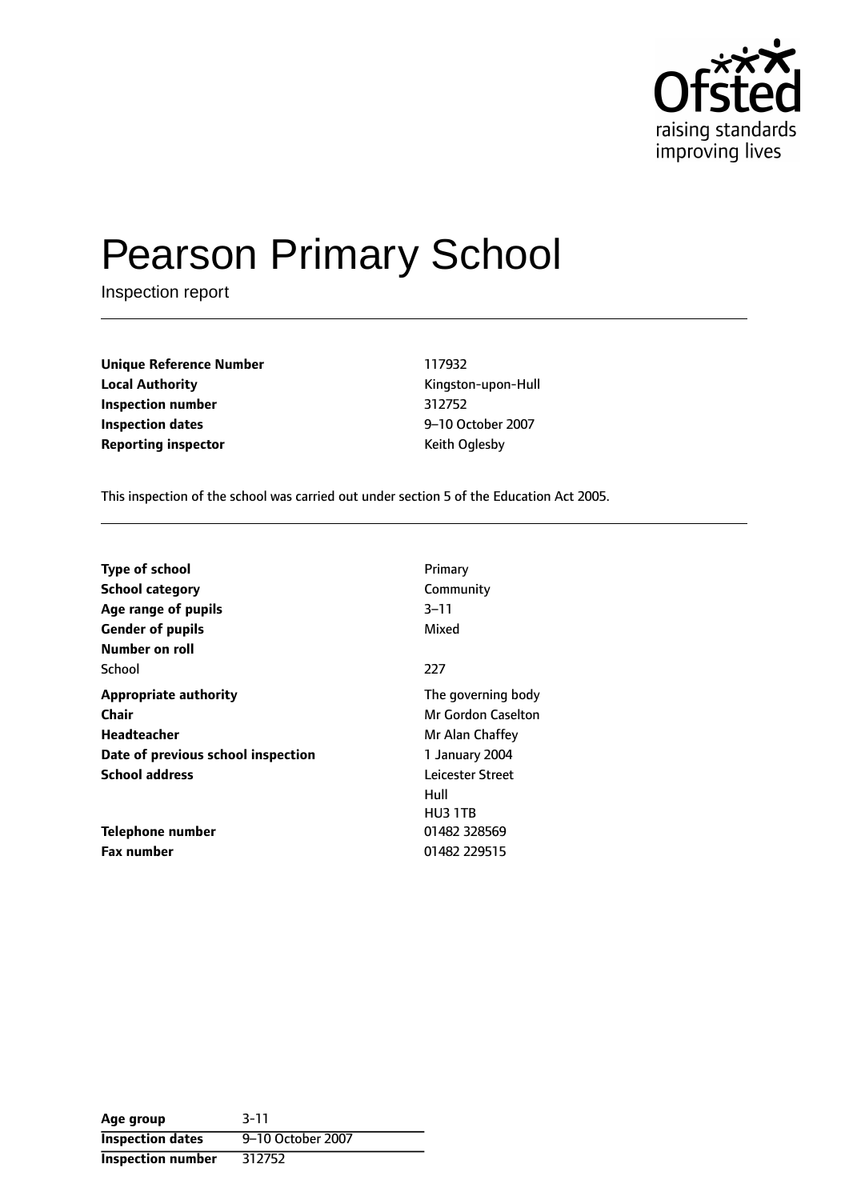# Pearson Primary School

Inspection report

| | |
|---|---|
| **Unique Reference Number** | 117932 |
| **Local Authority** | Kingston-upon-Hull |
| **Inspection number** | 312752 |
| **Inspection dates** | 9–10 October 2007 |
| **Reporting inspector** | Keith Oglesby |

This inspection of the school was carried out under section 5 of the Education Act 2005.

| | |
|---|---|
| **Type of school** | Primary |
| **School category** | Community |
| **Age range of pupils** | 3–11 |
| **Gender of pupils** | Mixed |
| **Number on roll** | |
| School | 227 |
| **Appropriate authority** | The governing body |
| **Chair** | Mr Gordon Caselton |
| **Headteacher** | Mr Alan Chaffey |
| **Date of previous school inspection** | 1 January 2004 |
| **School address** | Leicester Street<br>Hull<br>HU3 1TB |
| **Telephone number** | 01482 328569 |
| **Fax number** | 01482 229515 |

| | |
|---|---|
| **Age group** | 3-11 |
| **Inspection dates** | 9–10 October 2007 |
| **Inspection number** | 312752 |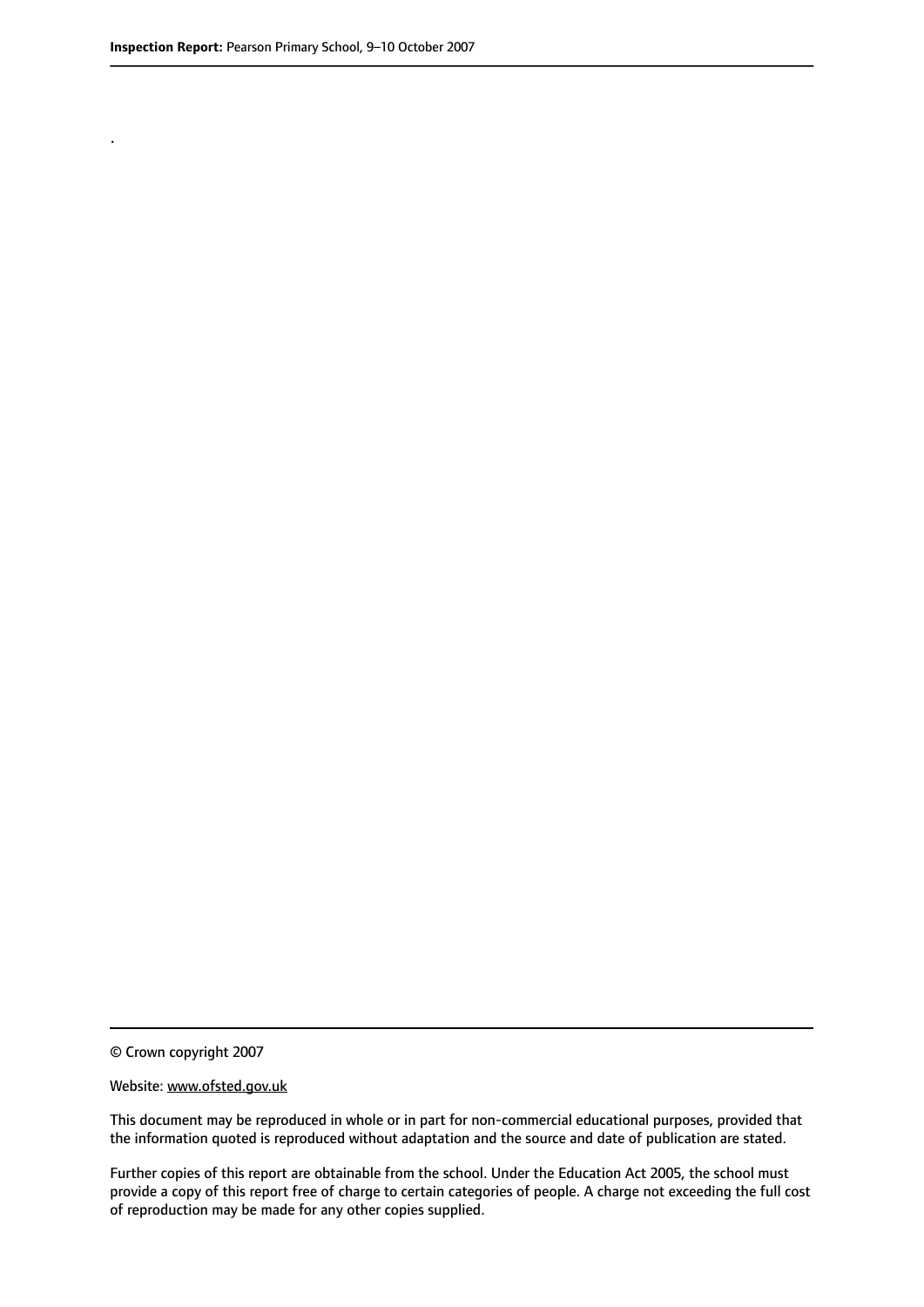.

© Crown copyright 2007

Website: www.ofsted.gov.uk

This document may be reproduced in whole or in part for non-commercial educational purposes, provided that the information quoted is reproduced without adaptation and the source and date of publication are stated.

Further copies of this report are obtainable from the school. Under the Education Act 2005, the school must provide a copy of this report free of charge to certain categories of people. A charge not exceeding the full cost of reproduction may be made for any other copies supplied.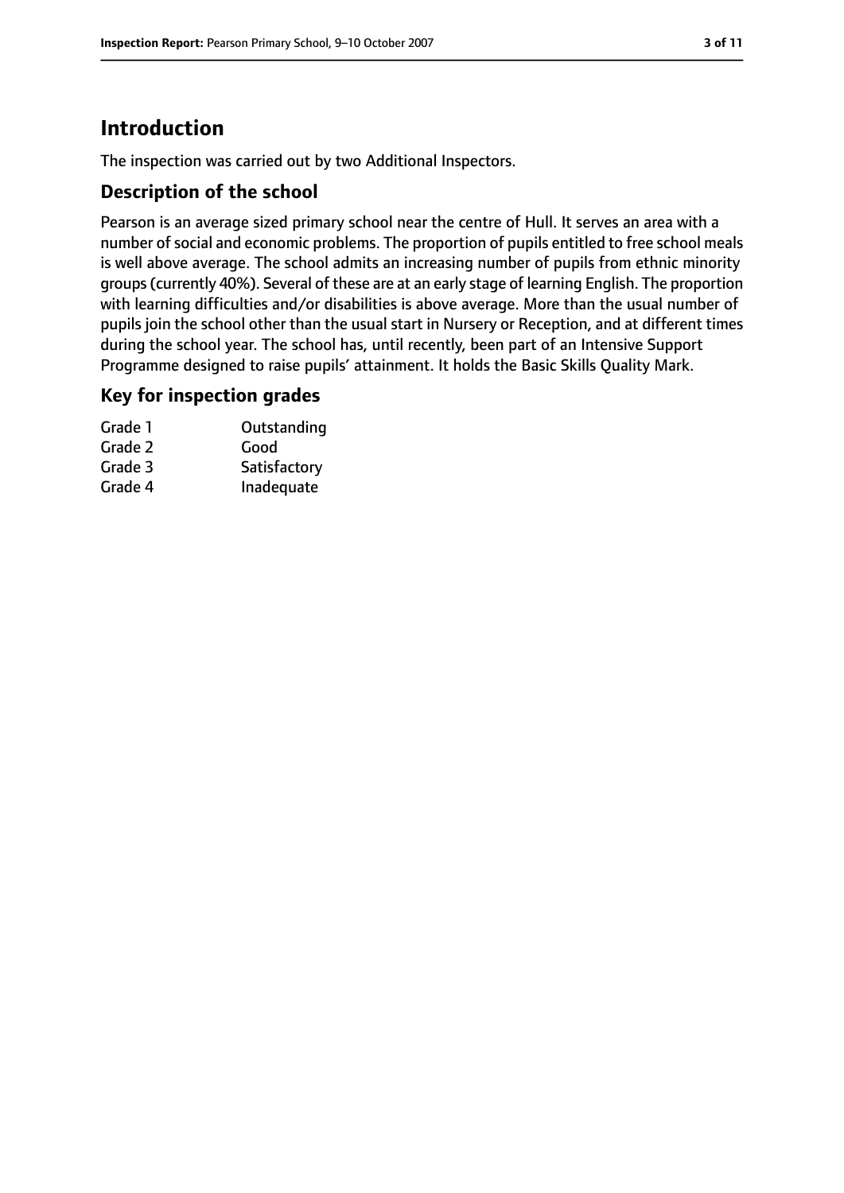# Introduction

The inspection was carried out by two Additional Inspectors.

## Description of the school

Pearson is an average sized primary school near the centre of Hull. It serves an area with a number of social and economic problems. The proportion of pupils entitled to free school meals is well above average. The school admits an increasing number of pupils from ethnic minority groups (currently 40%). Several of these are at an early stage of learning English. The proportion with learning difficulties and/or disabilities is above average. More than the usual number of pupils join the school other than the usual start in Nursery or Reception, and at different times during the school year. The school has, until recently, been part of an Intensive Support Programme designed to raise pupils' attainment. It holds the Basic Skills Quality Mark.

## Key for inspection grades

| | |
|---|---|
| Grade 1 | Outstanding |
| Grade 2 | Good |
| Grade 3 | Satisfactory |
| Grade 4 | Inadequate |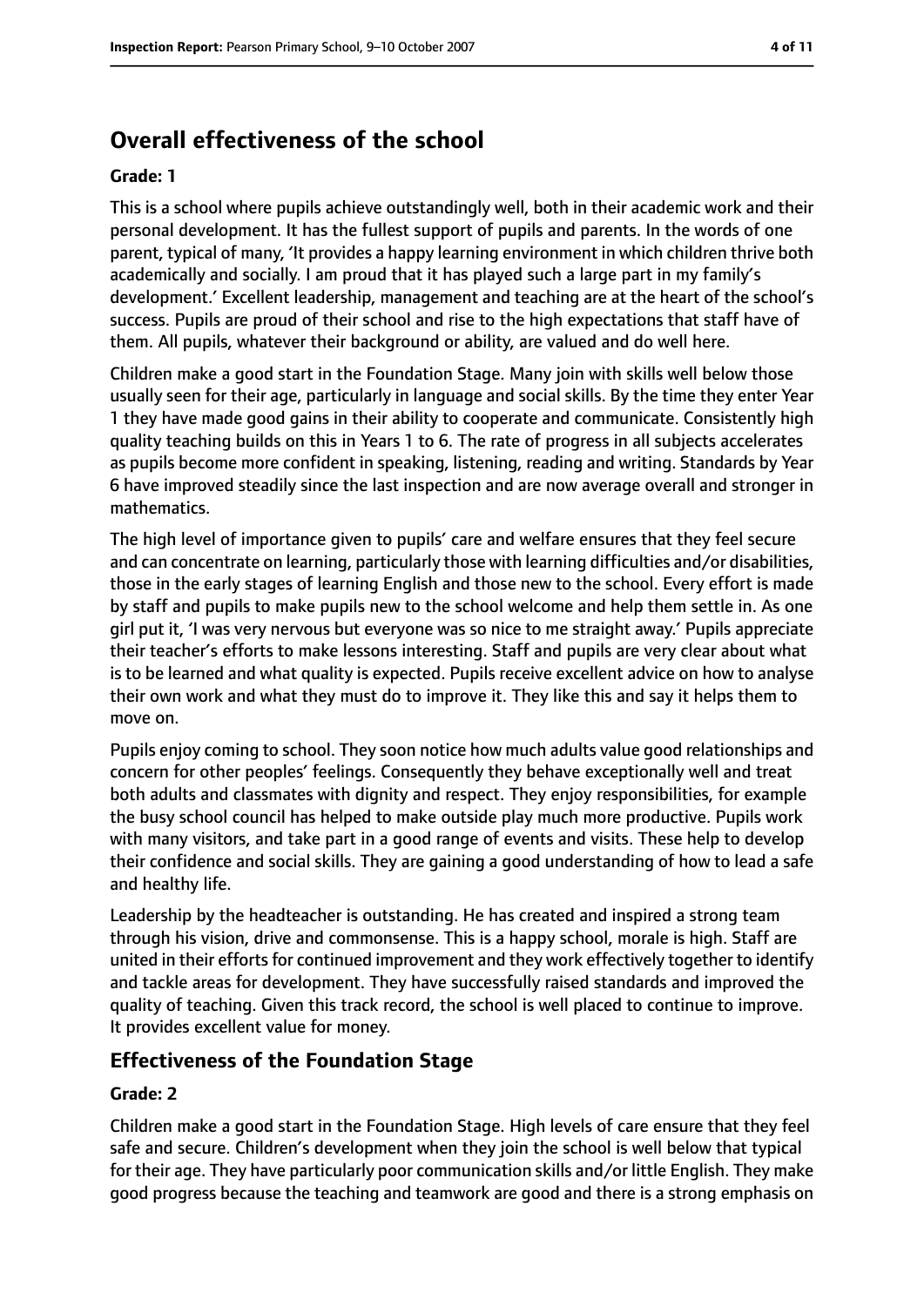## Overall effectiveness of the school

**Grade: 1**

This is a school where pupils achieve outstandingly well, both in their academic work and their personal development. It has the fullest support of pupils and parents. In the words of one parent, typical of many, 'It provides a happy learning environment in which children thrive both academically and socially. I am proud that it has played such a large part in my family's development.' Excellent leadership, management and teaching are at the heart of the school's success. Pupils are proud of their school and rise to the high expectations that staff have of them. All pupils, whatever their background or ability, are valued and do well here.

Children make a good start in the Foundation Stage. Many join with skills well below those usually seen for their age, particularly in language and social skills. By the time they enter Year 1 they have made good gains in their ability to cooperate and communicate. Consistently high quality teaching builds on this in Years 1 to 6. The rate of progress in all subjects accelerates as pupils become more confident in speaking, listening, reading and writing. Standards by Year 6 have improved steadily since the last inspection and are now average overall and stronger in mathematics.

The high level of importance given to pupils' care and welfare ensures that they feel secure and can concentrate on learning, particularly those with learning difficulties and/or disabilities, those in the early stages of learning English and those new to the school. Every effort is made by staff and pupils to make pupils new to the school welcome and help them settle in. As one girl put it, 'I was very nervous but everyone was so nice to me straight away.' Pupils appreciate their teacher's efforts to make lessons interesting. Staff and pupils are very clear about what is to be learned and what quality is expected. Pupils receive excellent advice on how to analyse their own work and what they must do to improve it. They like this and say it helps them to move on.

Pupils enjoy coming to school. They soon notice how much adults value good relationships and concern for other peoples' feelings. Consequently they behave exceptionally well and treat both adults and classmates with dignity and respect. They enjoy responsibilities, for example the busy school council has helped to make outside play much more productive. Pupils work with many visitors, and take part in a good range of events and visits. These help to develop their confidence and social skills. They are gaining a good understanding of how to lead a safe and healthy life.

Leadership by the headteacher is outstanding. He has created and inspired a strong team through his vision, drive and commonsense. This is a happy school, morale is high. Staff are united in their efforts for continued improvement and they work effectively together to identify and tackle areas for development. They have successfully raised standards and improved the quality of teaching. Given this track record, the school is well placed to continue to improve. It provides excellent value for money.

### Effectiveness of the Foundation Stage

**Grade: 2**

Children make a good start in the Foundation Stage. High levels of care ensure that they feel safe and secure. Children's development when they join the school is well below that typical for their age. They have particularly poor communication skills and/or little English. They make good progress because the teaching and teamwork are good and there is a strong emphasis on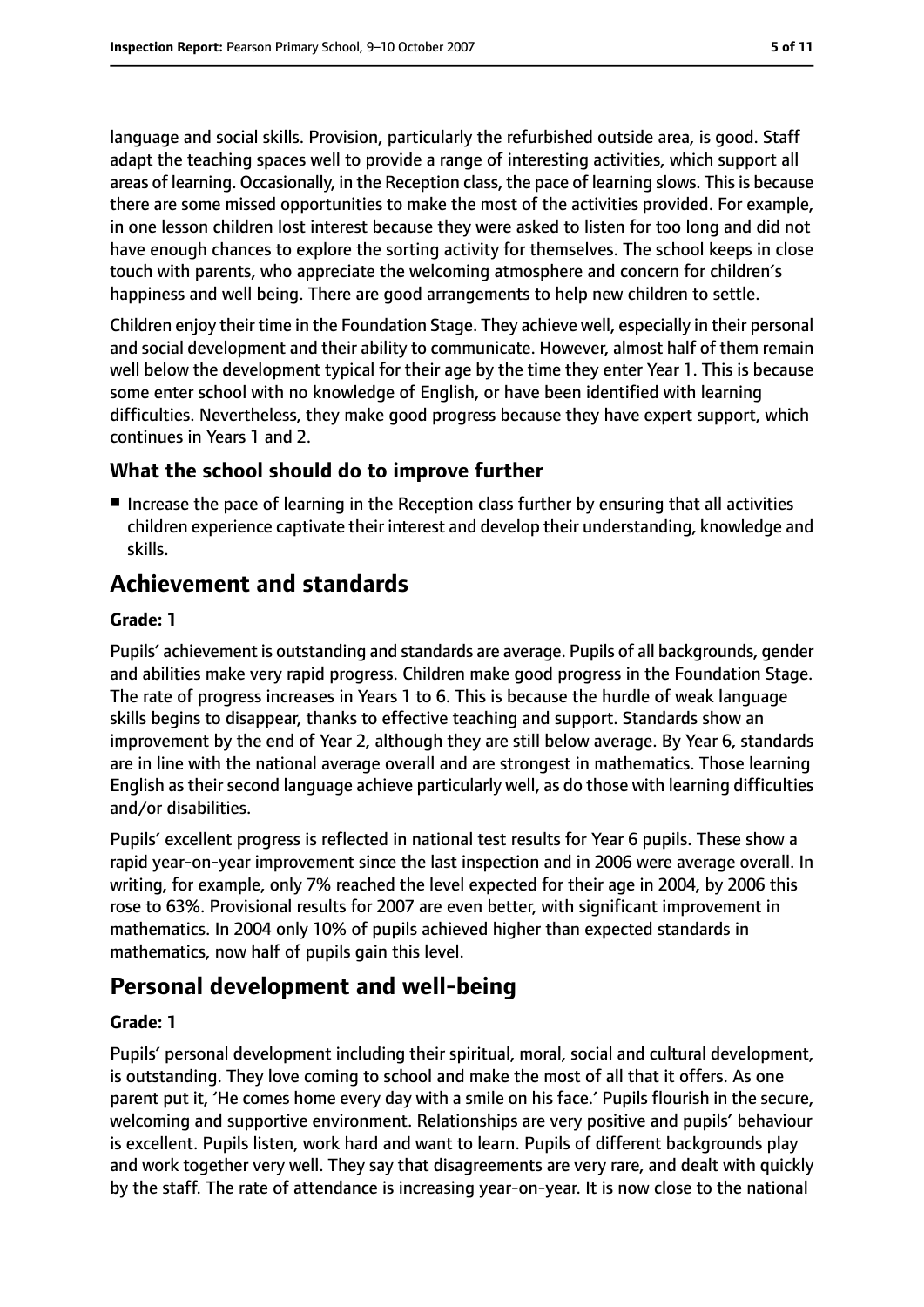language and social skills. Provision, particularly the refurbished outside area, is good. Staff adapt the teaching spaces well to provide a range of interesting activities, which support all areas of learning. Occasionally, in the Reception class, the pace of learning slows. This is because there are some missed opportunities to make the most of the activities provided. For example, in one lesson children lost interest because they were asked to listen for too long and did not have enough chances to explore the sorting activity for themselves. The school keeps in close touch with parents, who appreciate the welcoming atmosphere and concern for children's happiness and well being. There are good arrangements to help new children to settle.

Children enjoy their time in the Foundation Stage. They achieve well, especially in their personal and social development and their ability to communicate. However, almost half of them remain well below the development typical for their age by the time they enter Year 1. This is because some enter school with no knowledge of English, or have been identified with learning difficulties. Nevertheless, they make good progress because they have expert support, which continues in Years 1 and 2.

### What the school should do to improve further

- Increase the pace of learning in the Reception class further by ensuring that all activities children experience captivate their interest and develop their understanding, knowledge and skills.

## Achievement and standards

#### Grade: 1

Pupils' achievement is outstanding and standards are average. Pupils of all backgrounds, gender and abilities make very rapid progress. Children make good progress in the Foundation Stage. The rate of progress increases in Years 1 to 6. This is because the hurdle of weak language skills begins to disappear, thanks to effective teaching and support. Standards show an improvement by the end of Year 2, although they are still below average. By Year 6, standards are in line with the national average overall and are strongest in mathematics. Those learning English as their second language achieve particularly well, as do those with learning difficulties and/or disabilities.

Pupils' excellent progress is reflected in national test results for Year 6 pupils. These show a rapid year-on-year improvement since the last inspection and in 2006 were average overall. In writing, for example, only 7% reached the level expected for their age in 2004, by 2006 this rose to 63%. Provisional results for 2007 are even better, with significant improvement in mathematics. In 2004 only 10% of pupils achieved higher than expected standards in mathematics, now half of pupils gain this level.

## Personal development and well-being

#### Grade: 1

Pupils' personal development including their spiritual, moral, social and cultural development, is outstanding. They love coming to school and make the most of all that it offers. As one parent put it, 'He comes home every day with a smile on his face.' Pupils flourish in the secure, welcoming and supportive environment. Relationships are very positive and pupils' behaviour is excellent. Pupils listen, work hard and want to learn. Pupils of different backgrounds play and work together very well. They say that disagreements are very rare, and dealt with quickly by the staff. The rate of attendance is increasing year-on-year. It is now close to the national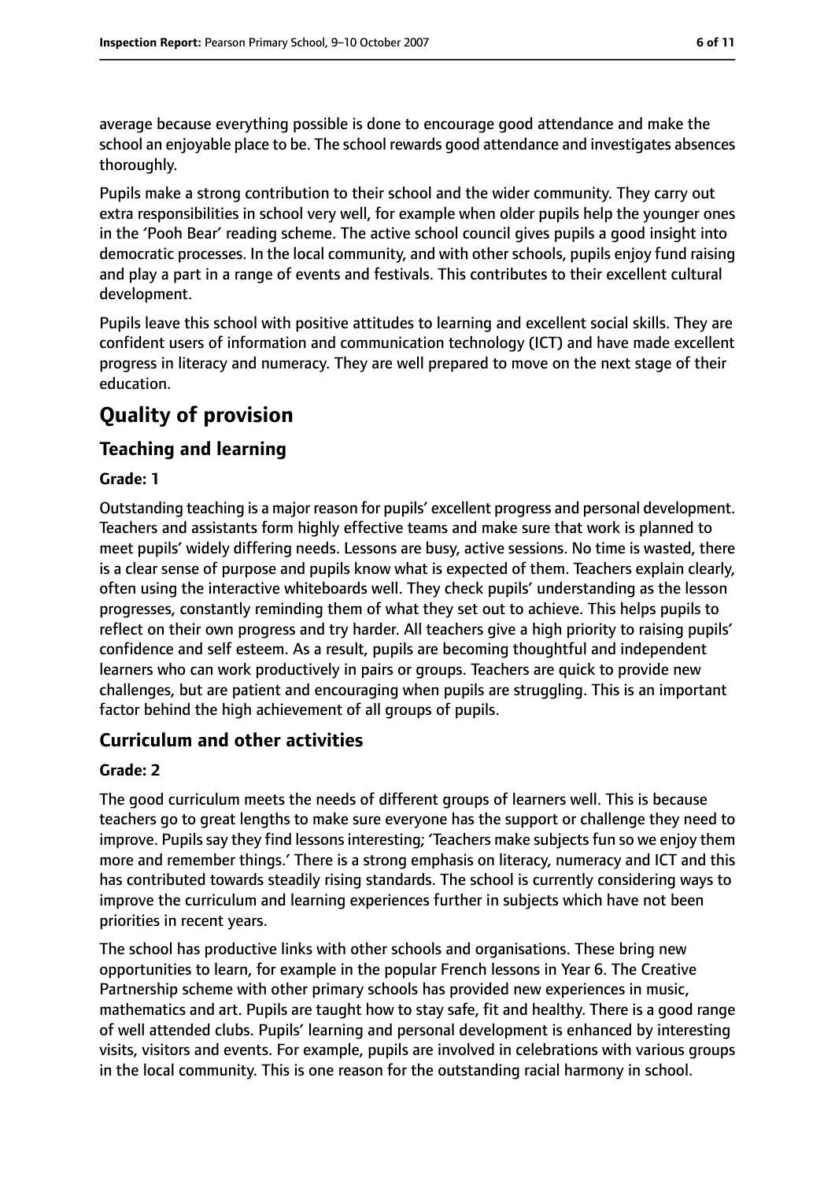average because everything possible is done to encourage good attendance and make the school an enjoyable place to be. The school rewards good attendance and investigates absences thoroughly.

Pupils make a strong contribution to their school and the wider community. They carry out extra responsibilities in school very well, for example when older pupils help the younger ones in the 'Pooh Bear' reading scheme. The active school council gives pupils a good insight into democratic processes. In the local community, and with other schools, pupils enjoy fund raising and play a part in a range of events and festivals. This contributes to their excellent cultural development.

Pupils leave this school with positive attitudes to learning and excellent social skills. They are confident users of information and communication technology (ICT) and have made excellent progress in literacy and numeracy. They are well prepared to move on the next stage of their education.

# Quality of provision

## Teaching and learning

**Grade: 1**

Outstanding teaching is a major reason for pupils' excellent progress and personal development. Teachers and assistants form highly effective teams and make sure that work is planned to meet pupils' widely differing needs. Lessons are busy, active sessions. No time is wasted, there is a clear sense of purpose and pupils know what is expected of them. Teachers explain clearly, often using the interactive whiteboards well. They check pupils' understanding as the lesson progresses, constantly reminding them of what they set out to achieve. This helps pupils to reflect on their own progress and try harder. All teachers give a high priority to raising pupils' confidence and self esteem. As a result, pupils are becoming thoughtful and independent learners who can work productively in pairs or groups. Teachers are quick to provide new challenges, but are patient and encouraging when pupils are struggling. This is an important factor behind the high achievement of all groups of pupils.

## Curriculum and other activities

**Grade: 2**

The good curriculum meets the needs of different groups of learners well. This is because teachers go to great lengths to make sure everyone has the support or challenge they need to improve. Pupils say they find lessons interesting; 'Teachers make subjects fun so we enjoy them more and remember things.' There is a strong emphasis on literacy, numeracy and ICT and this has contributed towards steadily rising standards. The school is currently considering ways to improve the curriculum and learning experiences further in subjects which have not been priorities in recent years.

The school has productive links with other schools and organisations. These bring new opportunities to learn, for example in the popular French lessons in Year 6. The Creative Partnership scheme with other primary schools has provided new experiences in music, mathematics and art. Pupils are taught how to stay safe, fit and healthy. There is a good range of well attended clubs. Pupils' learning and personal development is enhanced by interesting visits, visitors and events. For example, pupils are involved in celebrations with various groups in the local community. This is one reason for the outstanding racial harmony in school.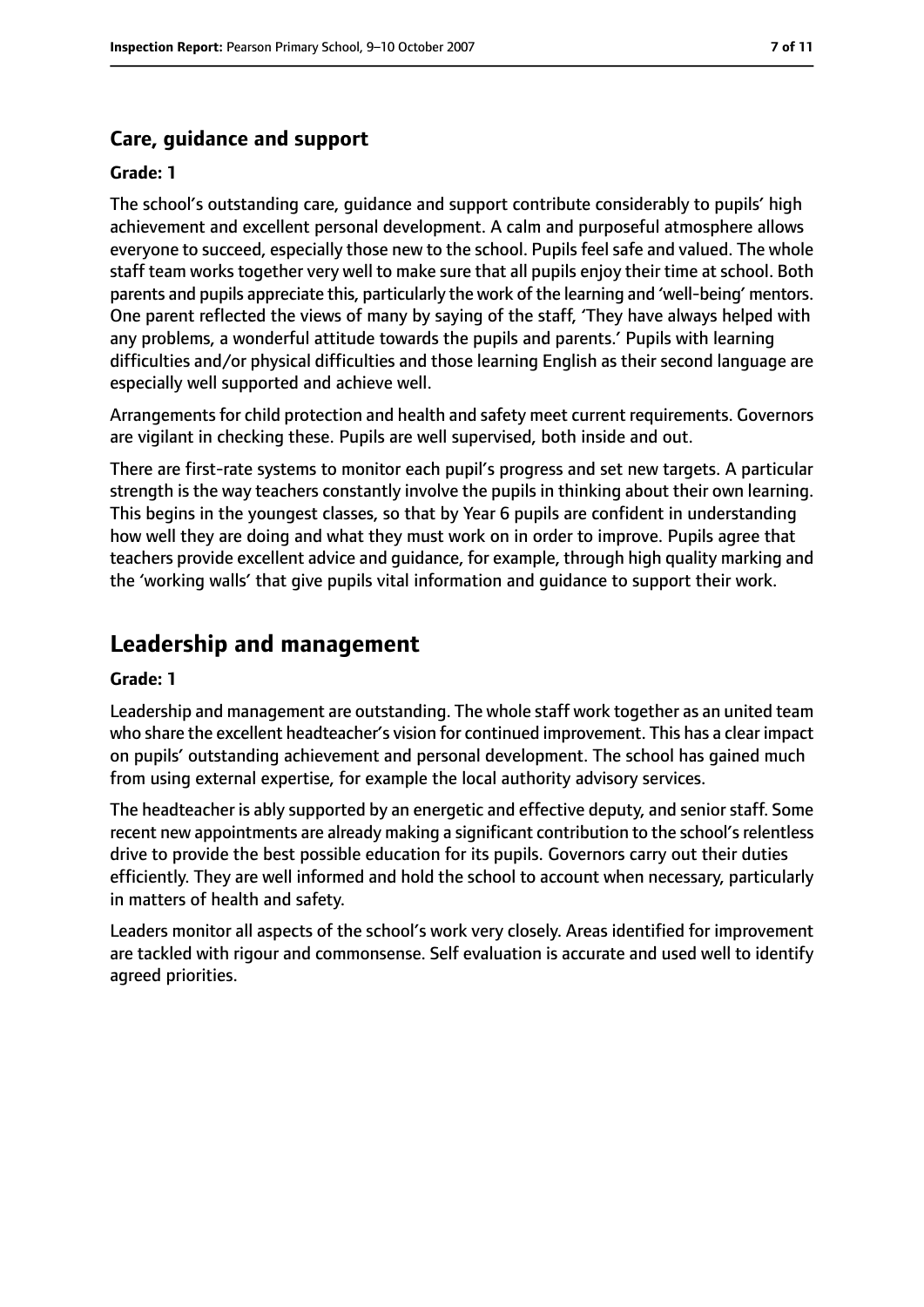### Care, guidance and support

#### Grade: 1

The school's outstanding care, guidance and support contribute considerably to pupils' high achievement and excellent personal development. A calm and purposeful atmosphere allows everyone to succeed, especially those new to the school. Pupils feel safe and valued. The whole staff team works together very well to make sure that all pupils enjoy their time at school. Both parents and pupils appreciate this, particularly the work of the learning and 'well-being' mentors. One parent reflected the views of many by saying of the staff, 'They have always helped with any problems, a wonderful attitude towards the pupils and parents.' Pupils with learning difficulties and/or physical difficulties and those learning English as their second language are especially well supported and achieve well.

Arrangements for child protection and health and safety meet current requirements. Governors are vigilant in checking these. Pupils are well supervised, both inside and out.

There are first-rate systems to monitor each pupil's progress and set new targets. A particular strength is the way teachers constantly involve the pupils in thinking about their own learning. This begins in the youngest classes, so that by Year 6 pupils are confident in understanding how well they are doing and what they must work on in order to improve. Pupils agree that teachers provide excellent advice and guidance, for example, through high quality marking and the 'working walls' that give pupils vital information and guidance to support their work.

## Leadership and management

#### Grade: 1

Leadership and management are outstanding. The whole staff work together as an united team who share the excellent headteacher's vision for continued improvement. This has a clear impact on pupils' outstanding achievement and personal development. The school has gained much from using external expertise, for example the local authority advisory services.

The headteacher is ably supported by an energetic and effective deputy, and senior staff. Some recent new appointments are already making a significant contribution to the school's relentless drive to provide the best possible education for its pupils. Governors carry out their duties efficiently. They are well informed and hold the school to account when necessary, particularly in matters of health and safety.

Leaders monitor all aspects of the school's work very closely. Areas identified for improvement are tackled with rigour and commonsense. Self evaluation is accurate and used well to identify agreed priorities.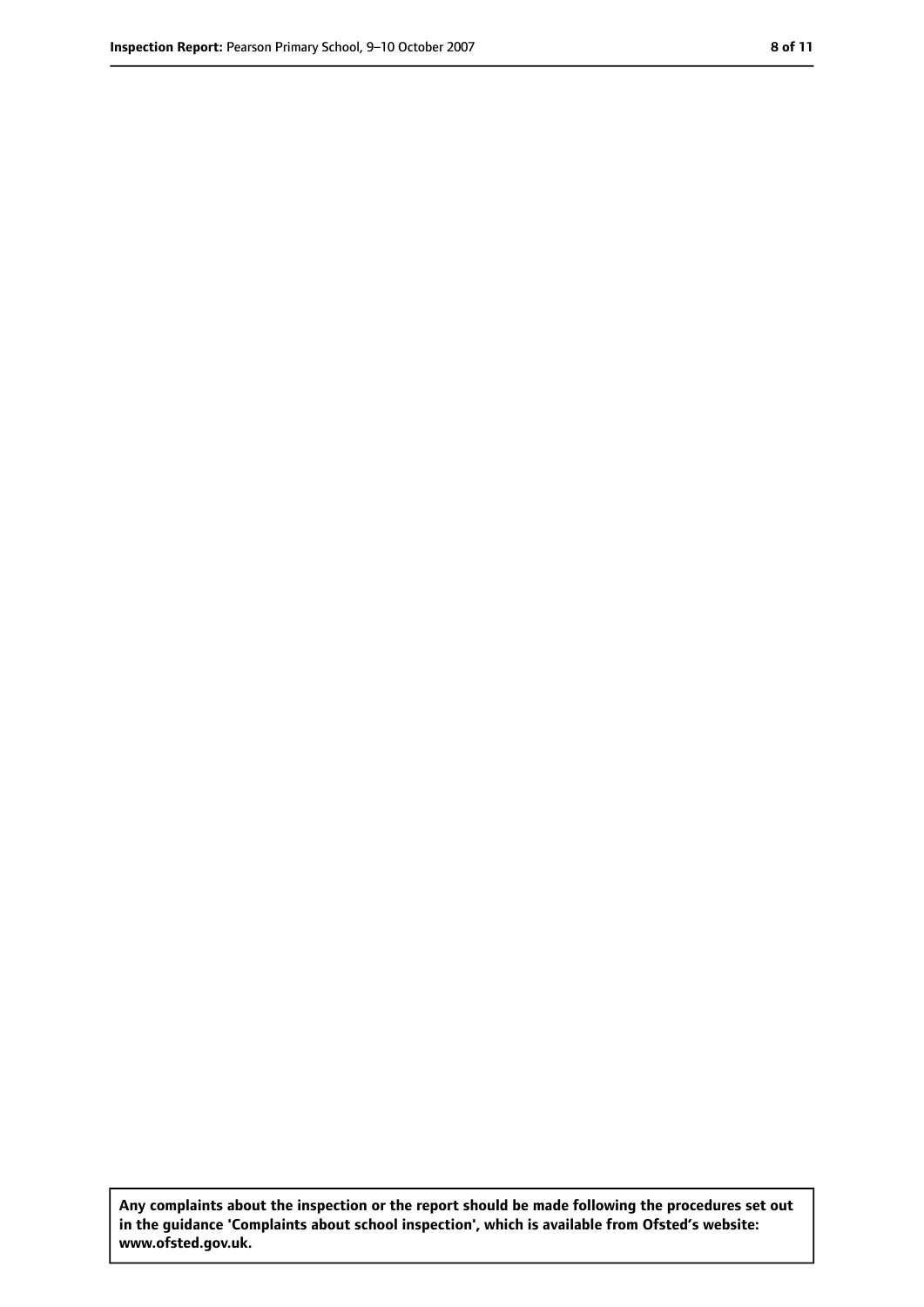**Any complaints about the inspection or the report should be made following the procedures set out in the guidance 'Complaints about school inspection', which is available from Ofsted's website: www.ofsted.gov.uk.**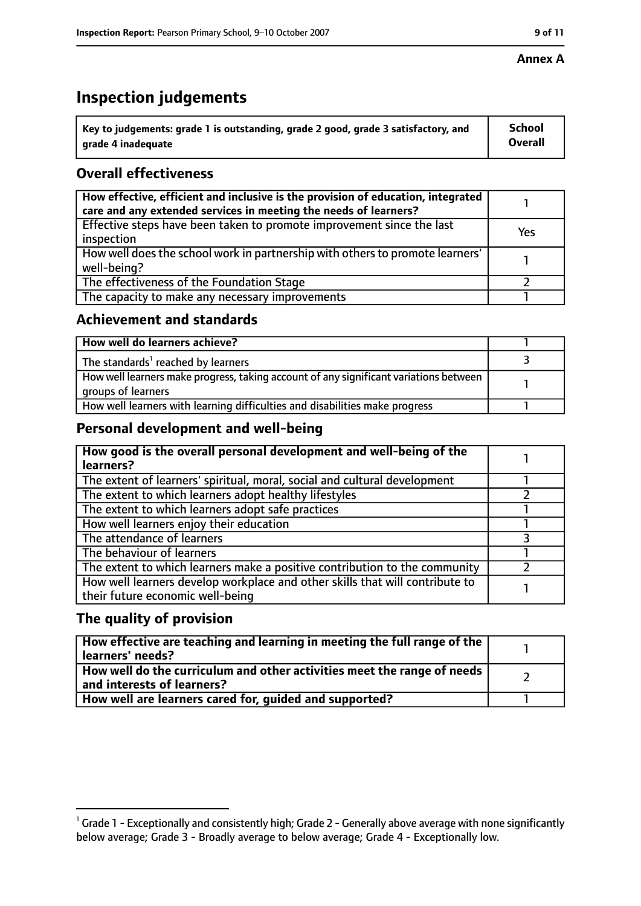**Annex A**

# Inspection judgements

| Key to judgements: grade 1 is outstanding, grade 2 good, grade 3 satisfactory, and grade 4 inadequate | School Overall |
|---|---|

## Overall effectiveness

| | |
|---|---|
| How effective, efficient and inclusive is the provision of education, integrated care and any extended services in meeting the needs of learners? | 1 |
| Effective steps have been taken to promote improvement since the last inspection | Yes |
| How well does the school work in partnership with others to promote learners' well-being? | 1 |
| The effectiveness of the Foundation Stage | 2 |
| The capacity to make any necessary improvements | 1 |

## Achievement and standards

| | |
|---|---|
| **How well do learners achieve?** | 1 |
| The standards[1] reached by learners | 3 |
| How well learners make progress, taking account of any significant variations between groups of learners | 1 |
| How well learners with learning difficulties and disabilities make progress | 1 |

## Personal development and well-being

| | |
|---|---|
| **How good is the overall personal development and well-being of the learners?** | 1 |
| The extent of learners' spiritual, moral, social and cultural development | 1 |
| The extent to which learners adopt healthy lifestyles | 2 |
| The extent to which learners adopt safe practices | 1 |
| How well learners enjoy their education | 1 |
| The attendance of learners | 3 |
| The behaviour of learners | 1 |
| The extent to which learners make a positive contribution to the community | 2 |
| How well learners develop workplace and other skills that will contribute to their future economic well-being | 1 |

## The quality of provision

| | |
|---|---|
| **How effective are teaching and learning in meeting the full range of the learners' needs?** | 1 |
| **How well do the curriculum and other activities meet the range of needs and interests of learners?** | 2 |
| **How well are learners cared for, guided and supported?** | 1 |

[1] Grade 1 - Exceptionally and consistently high; Grade 2 - Generally above average with none significantly below average; Grade 3 - Broadly average to below average; Grade 4 - Exceptionally low.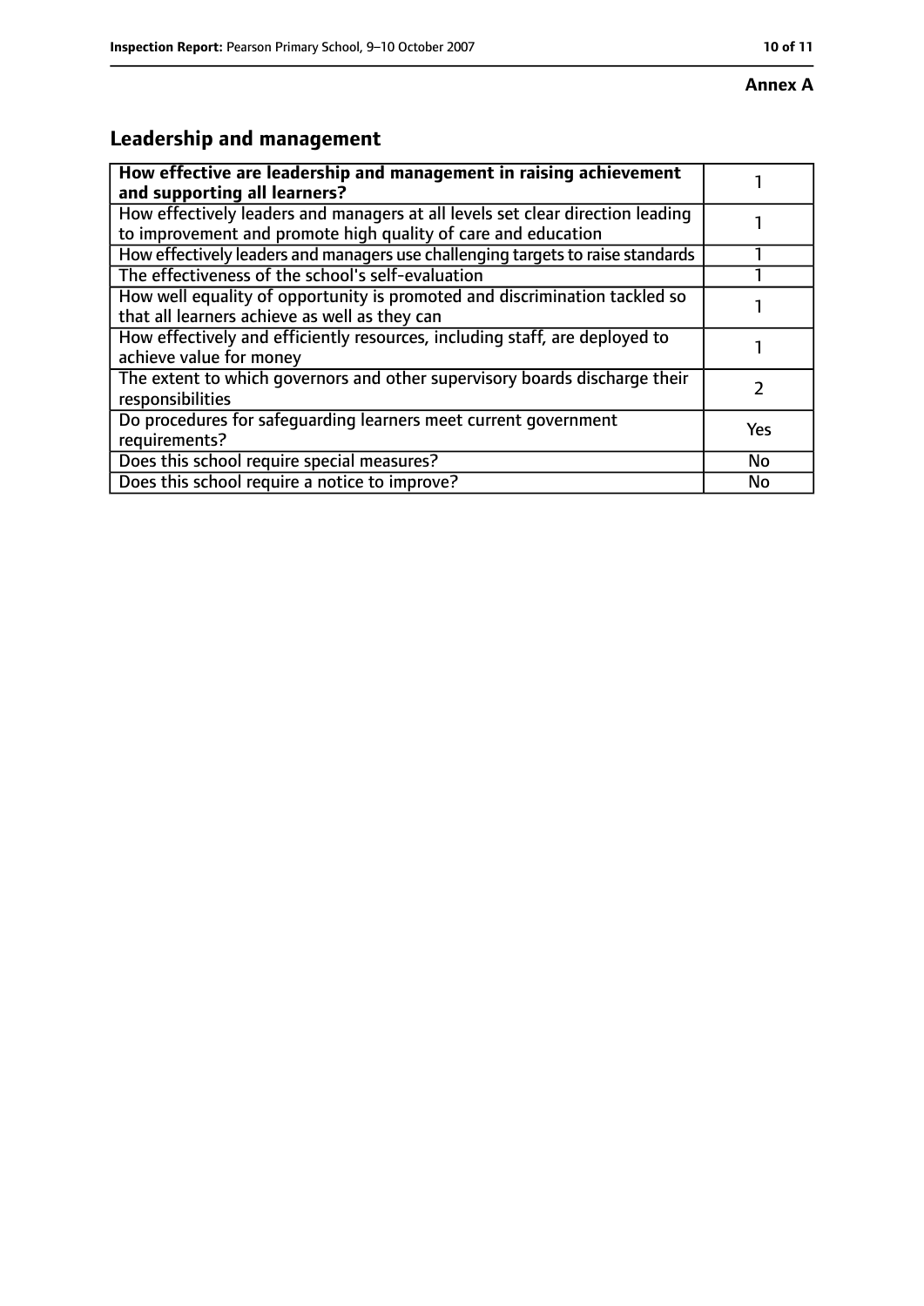**Annex A**

## Leadership and management

| How effective are leadership and management in raising achievement and supporting all learners? | 1 |
|---|---|
| How effectively leaders and managers at all levels set clear direction leading to improvement and promote high quality of care and education | 1 |
| How effectively leaders and managers use challenging targets to raise standards | 1 |
| The effectiveness of the school's self-evaluation | 1 |
| How well equality of opportunity is promoted and discrimination tackled so that all learners achieve as well as they can | 1 |
| How effectively and efficiently resources, including staff, are deployed to achieve value for money | 1 |
| The extent to which governors and other supervisory boards discharge their responsibilities | 2 |
| Do procedures for safeguarding learners meet current government requirements? | Yes |
| Does this school require special measures? | No |
| Does this school require a notice to improve? | No |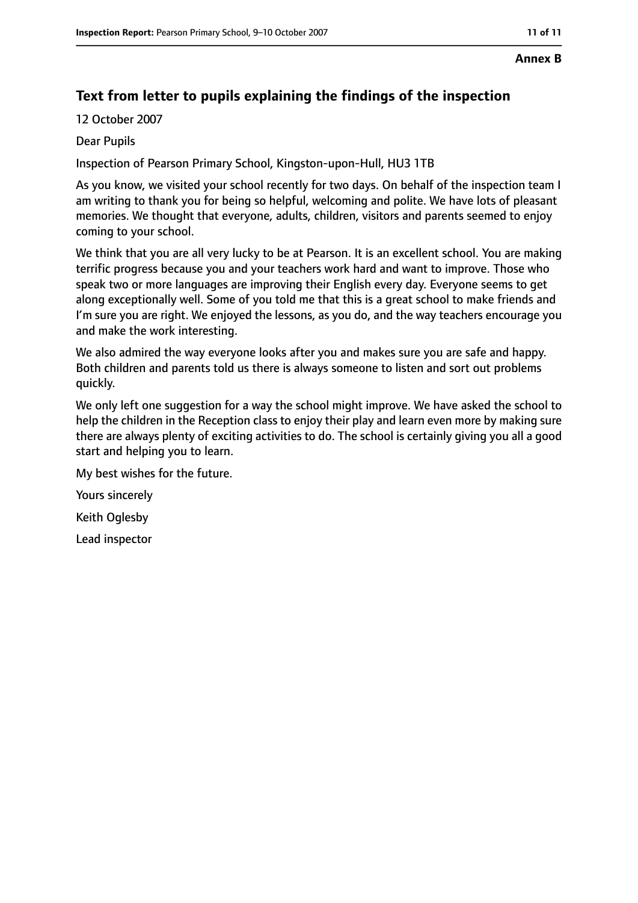**Annex B**

## Text from letter to pupils explaining the findings of the inspection

12 October 2007

Dear Pupils

Inspection of Pearson Primary School, Kingston-upon-Hull, HU3 1TB

As you know, we visited your school recently for two days. On behalf of the inspection team I am writing to thank you for being so helpful, welcoming and polite. We have lots of pleasant memories. We thought that everyone, adults, children, visitors and parents seemed to enjoy coming to your school.

We think that you are all very lucky to be at Pearson. It is an excellent school. You are making terrific progress because you and your teachers work hard and want to improve. Those who speak two or more languages are improving their English every day. Everyone seems to get along exceptionally well. Some of you told me that this is a great school to make friends and I'm sure you are right. We enjoyed the lessons, as you do, and the way teachers encourage you and make the work interesting.

We also admired the way everyone looks after you and makes sure you are safe and happy. Both children and parents told us there is always someone to listen and sort out problems quickly.

We only left one suggestion for a way the school might improve. We have asked the school to help the children in the Reception class to enjoy their play and learn even more by making sure there are always plenty of exciting activities to do. The school is certainly giving you all a good start and helping you to learn.

My best wishes for the future.

Yours sincerely

Keith Oglesby

Lead inspector